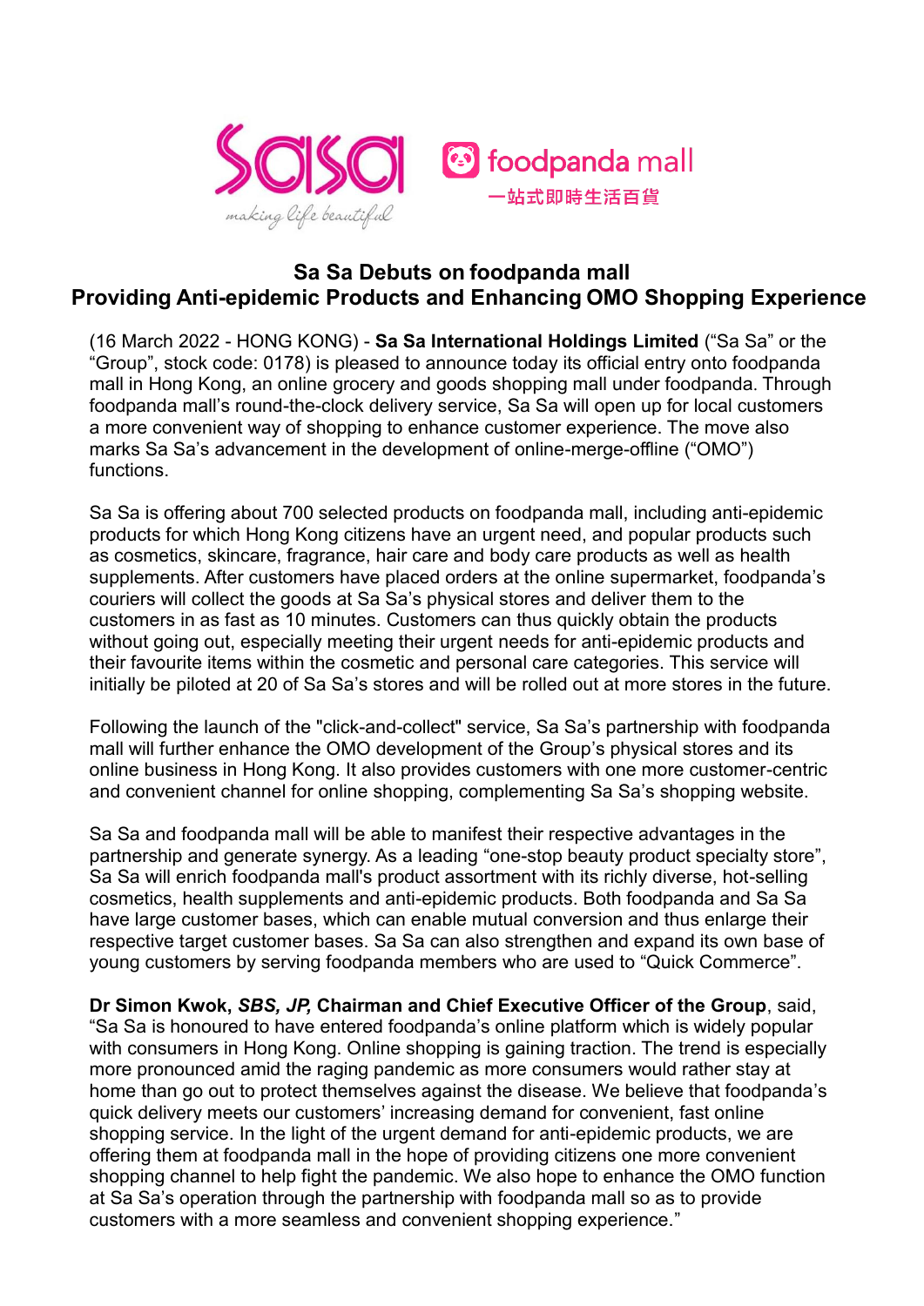# Sa Sa Debuts on foodpanda mall
## Providing Anti-epidemic Products and Enhancing OMO Shopping Experience

(16 March 2022 - HONG KONG) - **Sa Sa International Holdings Limited** ("Sa Sa" or the "Group", stock code: 0178) is pleased to announce today its official entry onto foodpanda mall in Hong Kong, an online grocery and goods shopping mall under foodpanda. Through foodpanda mall's round-the-clock delivery service, Sa Sa will open up for local customers a more convenient way of shopping to enhance customer experience. The move also marks Sa Sa's advancement in the development of online-merge-offline ("OMO") functions.

Sa Sa is offering about 700 selected products on foodpanda mall, including anti-epidemic products for which Hong Kong citizens have an urgent need, and popular products such as cosmetics, skincare, fragrance, hair care and body care products as well as health supplements. After customers have placed orders at the online supermarket, foodpanda's couriers will collect the goods at Sa Sa's physical stores and deliver them to the customers in as fast as 10 minutes. Customers can thus quickly obtain the products without going out, especially meeting their urgent needs for anti-epidemic products and their favourite items within the cosmetic and personal care categories. This service will initially be piloted at 20 of Sa Sa's stores and will be rolled out at more stores in the future.

Following the launch of the "click-and-collect" service, Sa Sa's partnership with foodpanda mall will further enhance the OMO development of the Group's physical stores and its online business in Hong Kong. It also provides customers with one more customer-centric and convenient channel for online shopping, complementing Sa Sa's shopping website.

Sa Sa and foodpanda mall will be able to manifest their respective advantages in the partnership and generate synergy. As a leading "one-stop beauty product specialty store", Sa Sa will enrich foodpanda mall's product assortment with its richly diverse, hot-selling cosmetics, health supplements and anti-epidemic products. Both foodpanda and Sa Sa have large customer bases, which can enable mutual conversion and thus enlarge their respective target customer bases. Sa Sa can also strengthen and expand its own base of young customers by serving foodpanda members who are used to "Quick Commerce".

**Dr Simon Kwok, *SBS, JP,* Chairman and Chief Executive Officer of the Group**, said, "Sa Sa is honoured to have entered foodpanda's online platform which is widely popular with consumers in Hong Kong. Online shopping is gaining traction. The trend is especially more pronounced amid the raging pandemic as more consumers would rather stay at home than go out to protect themselves against the disease. We believe that foodpanda's quick delivery meets our customers' increasing demand for convenient, fast online shopping service. In the light of the urgent demand for anti-epidemic products, we are offering them at foodpanda mall in the hope of providing citizens one more convenient shopping channel to help fight the pandemic. We also hope to enhance the OMO function at Sa Sa's operation through the partnership with foodpanda mall so as to provide customers with a more seamless and convenient shopping experience."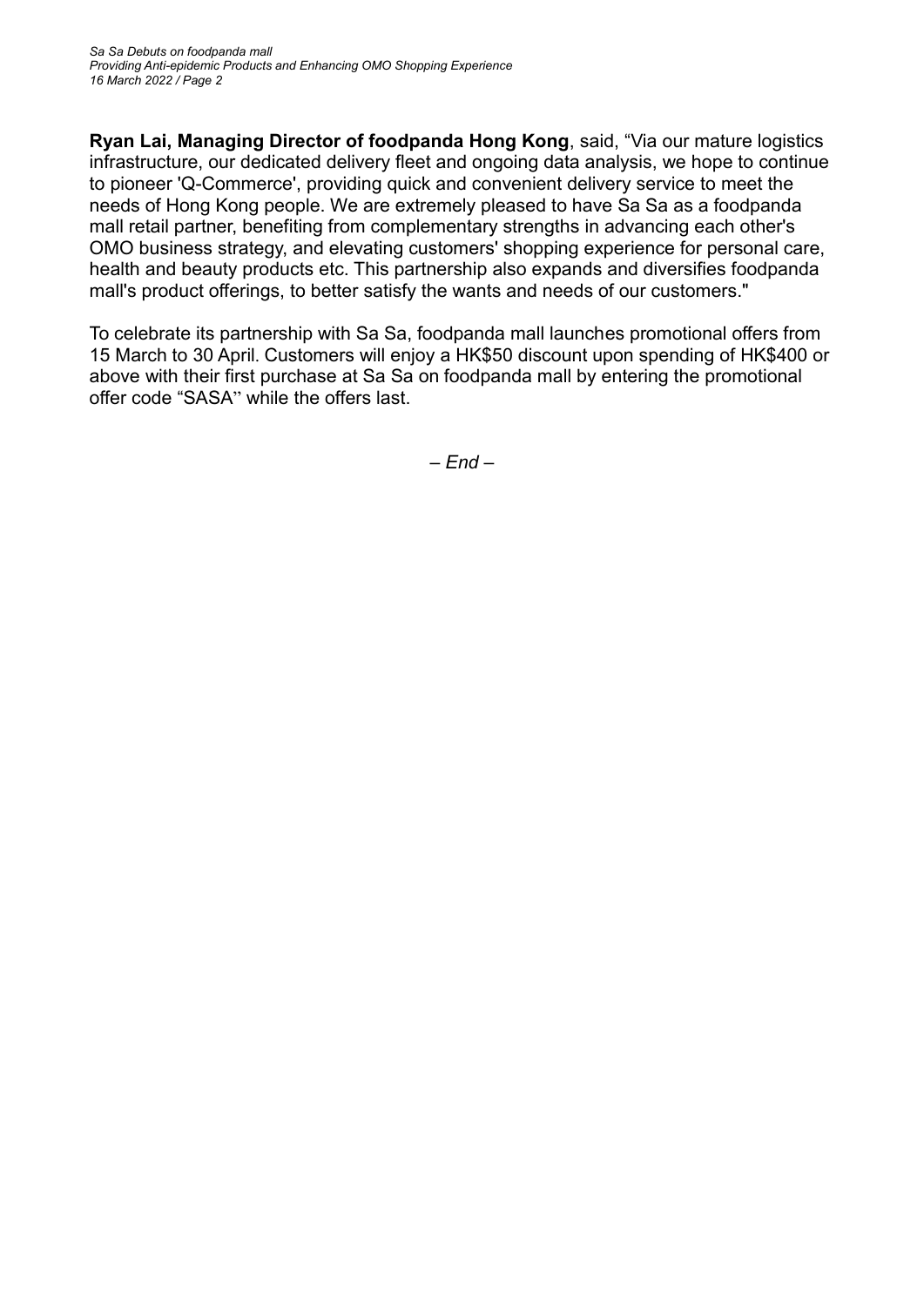**Ryan Lai, Managing Director of foodpanda Hong Kong**, said, "Via our mature logistics infrastructure, our dedicated delivery fleet and ongoing data analysis, we hope to continue to pioneer 'Q-Commerce', providing quick and convenient delivery service to meet the needs of Hong Kong people. We are extremely pleased to have Sa Sa as a foodpanda mall retail partner, benefiting from complementary strengths in advancing each other's OMO business strategy, and elevating customers' shopping experience for personal care, health and beauty products etc. This partnership also expands and diversifies foodpanda mall's product offerings, to better satisfy the wants and needs of our customers."

To celebrate its partnership with Sa Sa, foodpanda mall launches promotional offers from 15 March to 30 April. Customers will enjoy a HK$50 discount upon spending of HK$400 or above with their first purchase at Sa Sa on foodpanda mall by entering the promotional offer code "SASA" while the offers last.

*– End –*